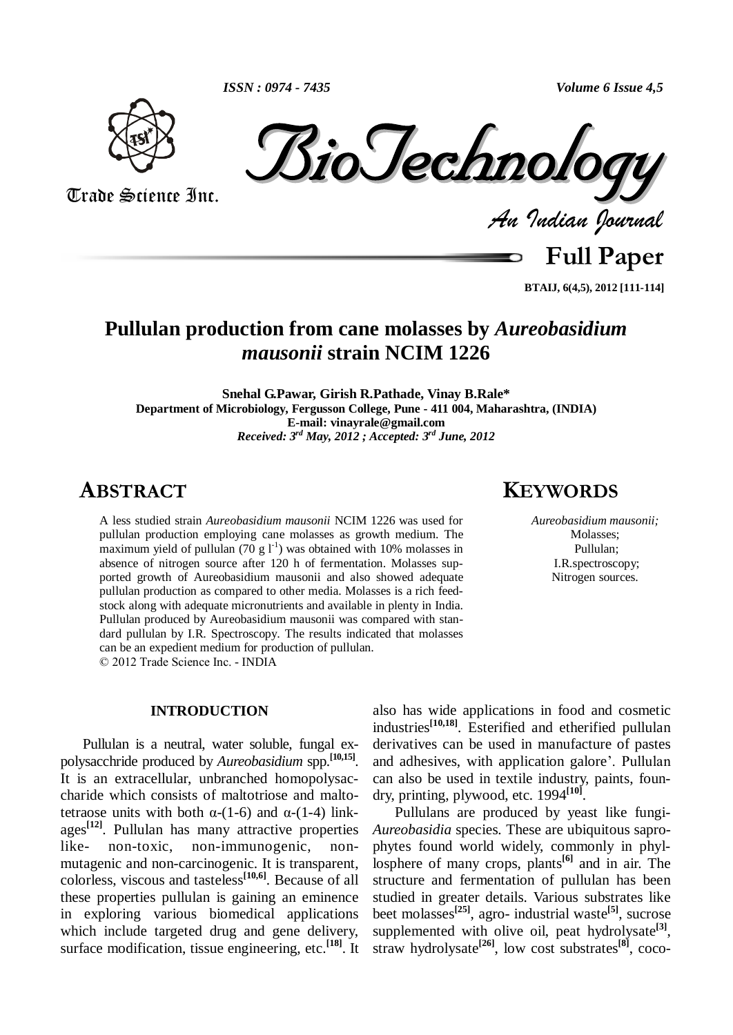# Pullulan production from cane molasses by *Aureobasidium mausonii* strain NCIM 1226

**Snehal G.Pawar, Girish R.Pathade, Vinay B.Rale***

**Department of Microbiology, Fergusson College, Pune - 411 004, Maharashtra, (INDIA)**

**E-mail: vinayrale@gmail.com**

***Received: 3rd May, 2012 ; Accepted: 3rd June, 2012***

## ABSTRACT

A less studied strain *Aureobasidium mausonii* NCIM 1226 was used for pullulan production employing cane molasses as growth medium. The maximum yield of pullulan (70 g $l^{-1}$) was obtained with 10% molasses in absence of nitrogen source after 120 h of fermentation. Molasses supported growth of Aureobasidium mausonii and also showed adequate pullulan production as compared to other media. Molasses is a rich feedstock along with adequate micronutrients and available in plenty in India. Pullulan produced by Aureobasidium mausonii was compared with standard pullulan by I.R. Spectroscopy. The results indicated that molasses can be an expedient medium for production of pullulan.

© 2012 Trade Science Inc. - INDIA

## KEYWORDS

*Aureobasidium mausonii;*
Molasses;
Pullulan;
I.R.spectroscopy;
Nitrogen sources.

## INTRODUCTION

Pullulan is a neutral, water soluble, fungal exopolysacchride produced by *Aureobasidium* spp.[10,15]. It is an extracellular, unbranched homopolysaccharide which consists of maltotriose and maltotetraose units with both α-(1-6) and α-(1-4) linkages[12]. Pullulan has many attractive properties like- non-toxic, non-immunogenic, non-mutagenic and non-carcinogenic. It is transparent, colorless, viscous and tasteless[10,6]. Because of all these properties pullulan is gaining an eminence in exploring various biomedical applications which include targeted drug and gene delivery, surface modification, tissue engineering, etc.[18]. It also has wide applications in food and cosmetic industries[10,18]. Esterified and etherified pullulan derivatives can be used in manufacture of pastes and adhesives, with application galore'. Pullulan can also be used in textile industry, paints, foundry, printing, plywood, etc. 1994[10].

Pullulans are produced by yeast like fungi-*Aureobasidia* species. These are ubiquitous saprophytes found world widely, commonly in phyllosphere of many crops, plants[6] and in air. The structure and fermentation of pullulan has been studied in greater details. Various substrates like beet molasses[25], agro- industrial waste[5], sucrose supplemented with olive oil, peat hydrolysate[3], straw hydrolysate[26], low cost substrates[8], coco-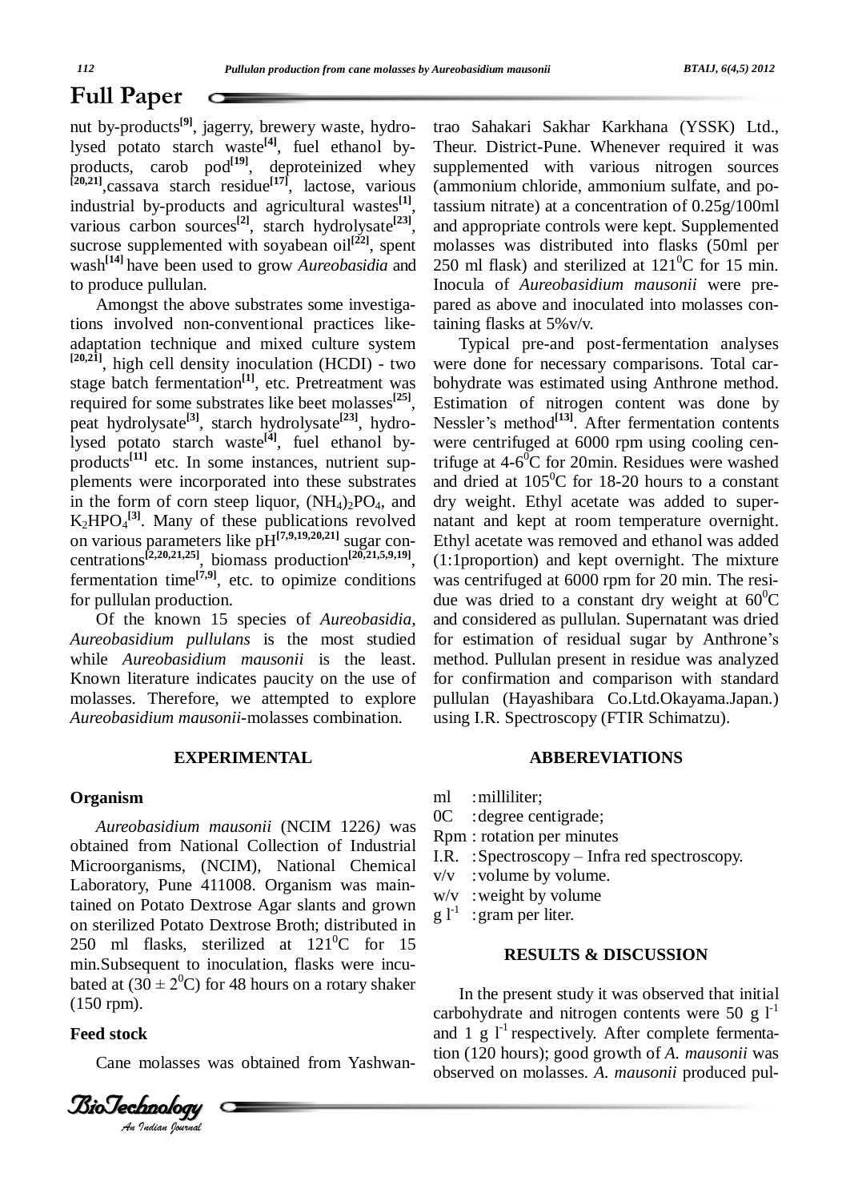## Full Paper

nut by-products[9], jagerry, brewery waste, hydrolysed potato starch waste[4], fuel ethanol by-products, carob pod[19], deproteinized whey [20,21],cassava starch residue[17], lactose, various industrial by-products and agricultural wastes[1], various carbon sources[2], starch hydrolysate[23], sucrose supplemented with soyabean oil[22], spent wash[14] have been used to grow *Aureobasidia* and to produce pullulan.

Amongst the above substrates some investigations involved non-conventional practices like-adaptation technique and mixed culture system [20,21], high cell density inoculation (HCDI) - two stage batch fermentation[1], etc. Pretreatment was required for some substrates like beet molasses[25], peat hydrolysate[3], starch hydrolysate[23], hydrolysed potato starch waste[4], fuel ethanol by-products[11] etc. In some instances, nutrient supplements were incorporated into these substrates in the form of corn steep liquor, $(NH_4)_2PO_4$, and $K_2HPO_4$[3]. Many of these publications revolved on various parameters like pH[7,9,19,20,21] sugar concentrations[2,20,21,25], biomass production[20,21,5,9,19], fermentation time[7,9], etc. to opimize conditions for pullulan production.

Of the known 15 species of *Aureobasidia*, *Aureobasidium pullulans* is the most studied while *Aureobasidium mausonii* is the least. Known literature indicates paucity on the use of molasses. Therefore, we attempted to explore *Aureobasidium mausonii*-molasses combination.

## EXPERIMENTAL

### Organism

*Aureobasidium mausonii* (NCIM 1226) was obtained from National Collection of Industrial Microorganisms, (NCIM), National Chemical Laboratory, Pune 411008. Organism was maintained on Potato Dextrose Agar slants and grown on sterilized Potato Dextrose Broth; distributed in 250 ml flasks, sterilized at $121^0$C for 15 min.Subsequent to inoculation, flasks were incubated at ($30 \pm 2^0$C) for 48 hours on a rotary shaker (150 rpm).

### Feed stock

Cane molasses was obtained from Yashwantrao Sahakari Sakhar Karkhana (YSSK) Ltd., Theur. District-Pune. Whenever required it was supplemented with various nitrogen sources (ammonium chloride, ammonium sulfate, and potassium nitrate) at a concentration of 0.25g/100ml and appropriate controls were kept. Supplemented molasses was distributed into flasks (50ml per 250 ml flask) and sterilized at $121^0$C for 15 min. Inocula of *Aureobasidium mausonii* were prepared as above and inoculated into molasses containing flasks at 5%v/v.

Typical pre-and post-fermentation analyses were done for necessary comparisons. Total carbohydrate was estimated using Anthrone method. Estimation of nitrogen content was done by Nessler's method[13]. After fermentation contents were centrifuged at 6000 rpm using cooling centrifuge at 4-$6^0$C for 20min. Residues were washed and dried at $105^0$C for 18-20 hours to a constant dry weight. Ethyl acetate was added to supernatant and kept at room temperature overnight. Ethyl acetate was removed and ethanol was added (1:1proportion) and kept overnight. The mixture was centrifuged at 6000 rpm for 20 min. The residue was dried to a constant dry weight at $60^0$C and considered as pullulan. Supernatant was dried for estimation of residual sugar by Anthrone's method. Pullulan present in residue was analyzed for confirmation and comparison with standard pullulan (Hayashibara Co.Ltd.Okayama.Japan.) using I.R. Spectroscopy (FTIR Schimatzu).

## ABBEREVIATIONS

- ml : milliliter;
- 0C : degree centigrade;
- Rpm : rotation per minutes
- I.R. : Spectroscopy – Infra red spectroscopy.
- v/v : volume by volume.
- w/v : weight by volume
- g $l^{-1}$ : gram per liter.

## RESULTS & DISCUSSION

In the present study it was observed that initial carbohydrate and nitrogen contents were 50 g $l^{-1}$ and 1 g $l^{-1}$ respectively. After complete fermentation (120 hours); good growth of *A. mausonii* was observed on molasses. *A. mausonii* produced pul-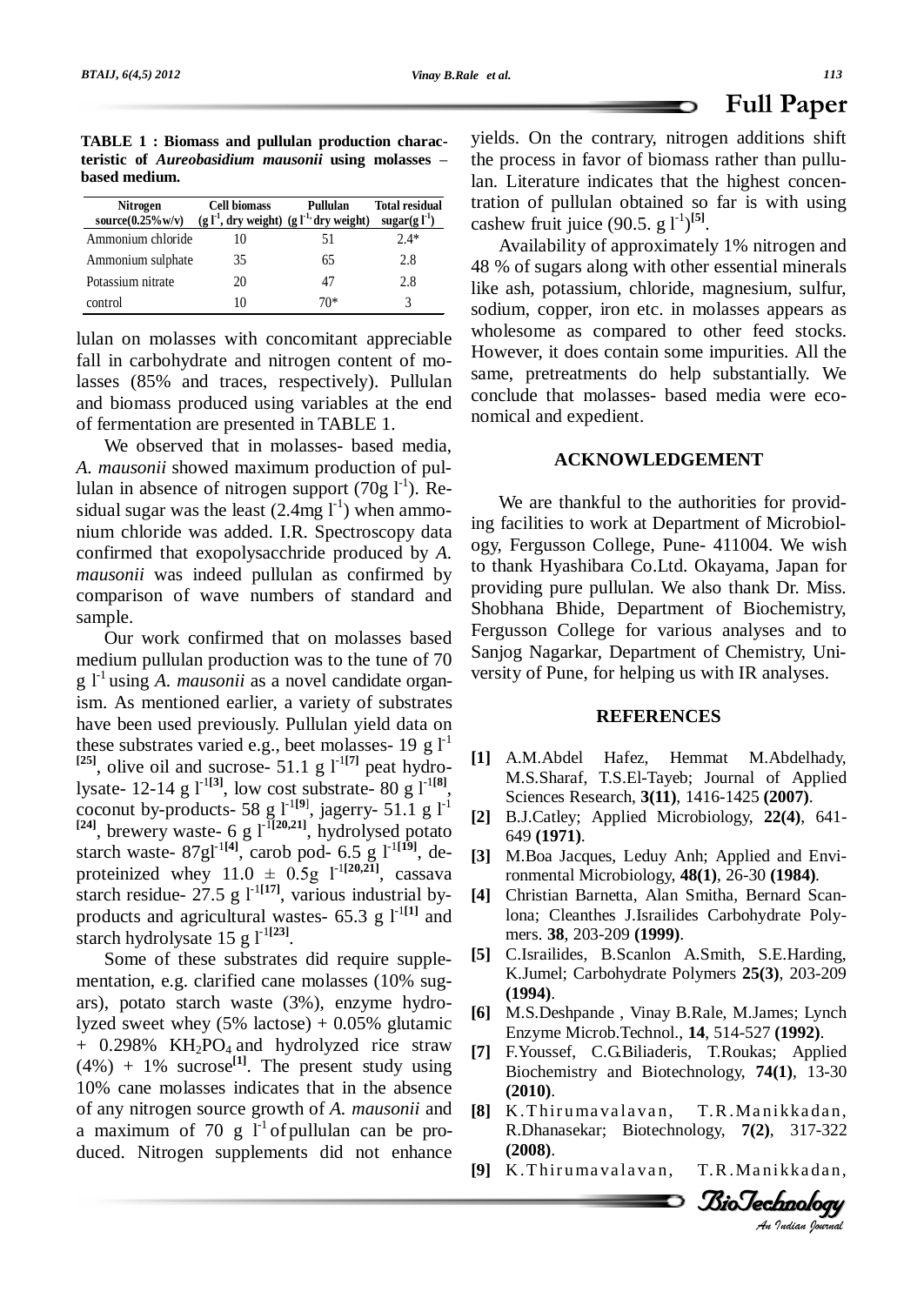**TABLE 1 : Biomass and pullulan production characteristic of *Aureobasidium mausonii* using molasses – based medium.**

| Nitrogen source(0.25%w/v) | Cell biomass ($g\ l^{-1}$, dry weight) | Pullulan ($g\ l^{-1}$, dry weight) | Total residual sugar($g\ l^{-1}$) |
|---|---|---|---|
| Ammonium chloride | 10 | 51 | 2.4* |
| Ammonium sulphate | 35 | 65 | 2.8 |
| Potassium nitrate | 20 | 47 | 2.8 |
| control | 10 | 70* | 3 |

lulan on molasses with concomitant appreciable fall in carbohydrate and nitrogen content of molasses (85% and traces, respectively). Pullulan and biomass produced using variables at the end of fermentation are presented in TABLE 1.

We observed that in molasses- based media, *A. mausonii* showed maximum production of pullulan in absence of nitrogen support (70g $l^{-1}$). Residual sugar was the least (2.4mg $l^{-1}$) when ammonium chloride was added. I.R. Spectroscopy data confirmed that exopolysacchride produced by *A. mausonii* was indeed pullulan as confirmed by comparison of wave numbers of standard and sample.

Our work confirmed that on molasses based medium pullulan production was to the tune of 70 g $l^{-1}$ using *A. mausonii* as a novel candidate organism. As mentioned earlier, a variety of substrates have been used previously. Pullulan yield data on these substrates varied e.g., beet molasses- 19 g $l^{-1}$ [25], olive oil and sucrose- 51.1 g $l^{-1}$[7] peat hydrolysate- 12-14 g $l^{-1}$[3], low cost substrate- 80 g $l^{-1}$[8], coconut by-products- 58 g $l^{-1}$[9], jagerry- 51.1 g $l^{-1}$ [24], brewery waste- 6 g $l^{-1}$[20,21], hydrolysed potato starch waste- 87g$l^{-1}$[4], carob pod- 6.5 g $l^{-1}$[19], deproteinized whey 11.0 ± 0.5g $l^{-1}$[20,21], cassava starch residue- 27.5 g $l^{-1}$[17], various industrial by-products and agricultural wastes- 65.3 g $l^{-1}$[1] and starch hydrolysate 15 g $l^{-1}$[23].

Some of these substrates did require supplementation, e.g. clarified cane molasses (10% sugars), potato starch waste (3%), enzyme hydrolyzed sweet whey (5% lactose) + 0.05% glutamic + 0.298% $KH_2PO_4$ and hydrolyzed rice straw (4%) + 1% sucrose[1]. The present study using 10% cane molasses indicates that in the absence of any nitrogen source growth of *A. mausonii* and a maximum of 70 g $l^{-1}$ of pullulan can be produced. Nitrogen supplements did not enhance yields. On the contrary, nitrogen additions shift the process in favor of biomass rather than pullulan. Literature indicates that the highest concentration of pullulan obtained so far is with using cashew fruit juice (90.5. g $l^{-1}$)[5].

Availability of approximately 1% nitrogen and 48 % of sugars along with other essential minerals like ash, potassium, chloride, magnesium, sulfur, sodium, copper, iron etc. in molasses appears as wholesome as compared to other feed stocks. However, it does contain some impurities. All the same, pretreatments do help substantially. We conclude that molasses- based media were economical and expedient.

## ACKNOWLEDGEMENT

We are thankful to the authorities for providing facilities to work at Department of Microbiology, Fergusson College, Pune- 411004. We wish to thank Hyashibara Co.Ltd. Okayama, Japan for providing pure pullulan. We also thank Dr. Miss. Shobhana Bhide, Department of Biochemistry, Fergusson College for various analyses and to Sanjog Nagarkar, Department of Chemistry, University of Pune, for helping us with IR analyses.

## REFERENCES

[1] A.M.Abdel Hafez, Hemmat M.Abdelhady, M.S.Sharaf, T.S.El-Tayeb; Journal of Applied Sciences Research, **3(11)**, 1416-1425 **(2007)**.

[2] B.J.Catley; Applied Microbiology, **22(4)**, 641-649 **(1971)**.

[3] M.Boa Jacques, Leduy Anh; Applied and Environmental Microbiology, **48(1)**, 26-30 **(1984)**.

[4] Christian Barnetta, Alan Smitha, Bernard Scanlona; Cleanthes J.Israilides Carbohydrate Polymers. **38**, 203-209 **(1999)**.

[5] C.Israilides, B.Scanlon A.Smith, S.E.Harding, K.Jumel; Carbohydrate Polymers **25(3)**, 203-209 **(1994)**.

[6] M.S.Deshpande , Vinay B.Rale, M.James; Lynch Enzyme Microb.Technol., **14**, 514-527 **(1992)**.

[7] F.Youssef, C.G.Biliaderis, T.Roukas; Applied Biochemistry and Biotechnology, **74(1)**, 13-30 **(2010)**.

[8] K.Thirumavalavan, T.R.Manikkadan, R.Dhanasekar; Biotechnology, **7(2)**, 317-322 **(2008)**.

[9] K.Thirumavalavan, T.R.Manikkadan,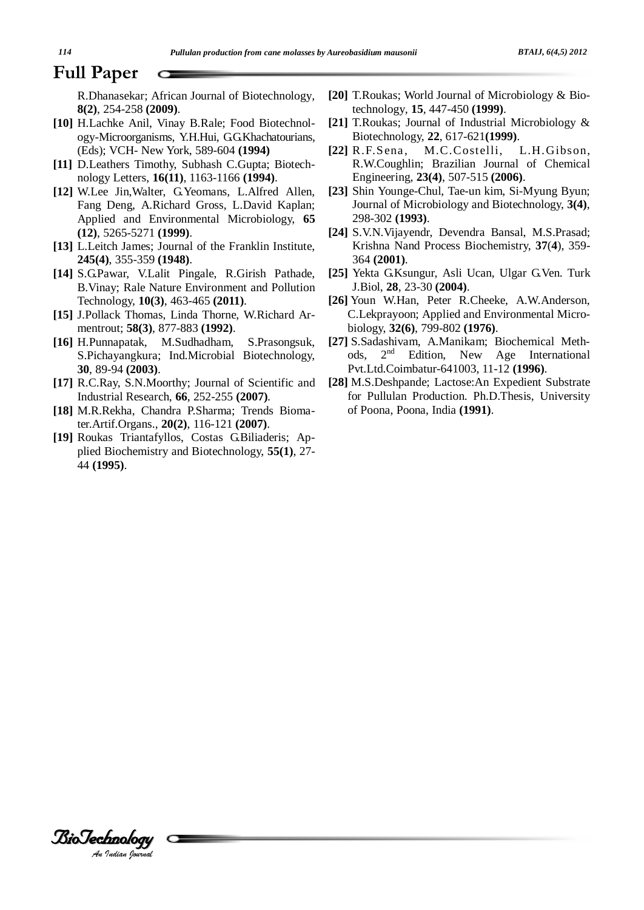R.Dhanasekar; African Journal of Biotechnology, **8(2)**, 254-258 **(2009)**.

**[10]** H.Lachke Anil, Vinay B.Rale; Food Biotechnology-Microorganisms, Y.H.Hui, G.G.Khachatourians, (Eds); VCH- New York, 589-604 **(1994)**

**[11]** D.Leathers Timothy, Subhash C.Gupta; Biotechnology Letters, **16(11)**, 1163-1166 **(1994)**.

**[12]** W.Lee Jin,Walter, G.Yeomans, L.Alfred Allen, Fang Deng, A.Richard Gross, L.David Kaplan; Applied and Environmental Microbiology, **65 (12)**, 5265-5271 **(1999)**.

**[13]** L.Leitch James; Journal of the Franklin Institute, **245(4)**, 355-359 **(1948)**.

**[14]** S.G.Pawar, V.Lalit Pingale, R.Girish Pathade, B.Vinay; Rale Nature Environment and Pollution Technology, **10(3)**, 463-465 **(2011)**.

**[15]** J.Pollack Thomas, Linda Thorne, W.Richard Armentrout; **58(3)**, 877-883 **(1992)**.

**[16]** H.Punnapatak, M.Sudhadham, S.Prasongsuk, S.Pichayangkura; Ind.Microbial Biotechnology, **30**, 89-94 **(2003)**.

**[17]** R.C.Ray, S.N.Moorthy; Journal of Scientific and Industrial Research, **66**, 252-255 **(2007)**.

**[18]** M.R.Rekha, Chandra P.Sharma; Trends Biomater.Artif.Organs., **20(2)**, 116-121 **(2007)**.

**[19]** Roukas Triantafyllos, Costas G.Biliaderis; Applied Biochemistry and Biotechnology, **55(1)**, 27-44 **(1995)**.

**[20]** T.Roukas; World Journal of Microbiology & Biotechnology, **15**, 447-450 **(1999)**.

**[21]** T.Roukas; Journal of Industrial Microbiology & Biotechnology, **22**, 617-621**(1999)**.

**[22]** R.F.Sena, M.C.Costelli, L.H.Gibson, R.W.Coughlin; Brazilian Journal of Chemical Engineering, **23(4)**, 507-515 **(2006)**.

**[23]** Shin Younge-Chul, Tae-un kim, Si-Myung Byun; Journal of Microbiology and Biotechnology, **3(4)**, 298-302 **(1993)**.

**[24]** S.V.N.Vijayendr, Devendra Bansal, M.S.Prasad; Krishna Nand Process Biochemistry, **37**(**4**), 359-364 **(2001)**.

**[25]** Yekta G.Ksungur, Asli Ucan, Ulgar G.Ven. Turk J.Biol, **28**, 23-30 **(2004)**.

**[26]** Youn W.Han, Peter R.Cheeke, A.W.Anderson, C.Lekprayoon; Applied and Environmental Microbiology, **32(6)**, 799-802 **(1976)**.

**[27]** S.Sadashivam, A.Manikam; Biochemical Methods, 2nd Edition, New Age International Pvt.Ltd.Coimbatur-641003, 11-12 **(1996)**.

**[28]** M.S.Deshpande; Lactose:An Expedient Substrate for Pullulan Production. Ph.D.Thesis, University of Poona, Poona, India **(1991)**.